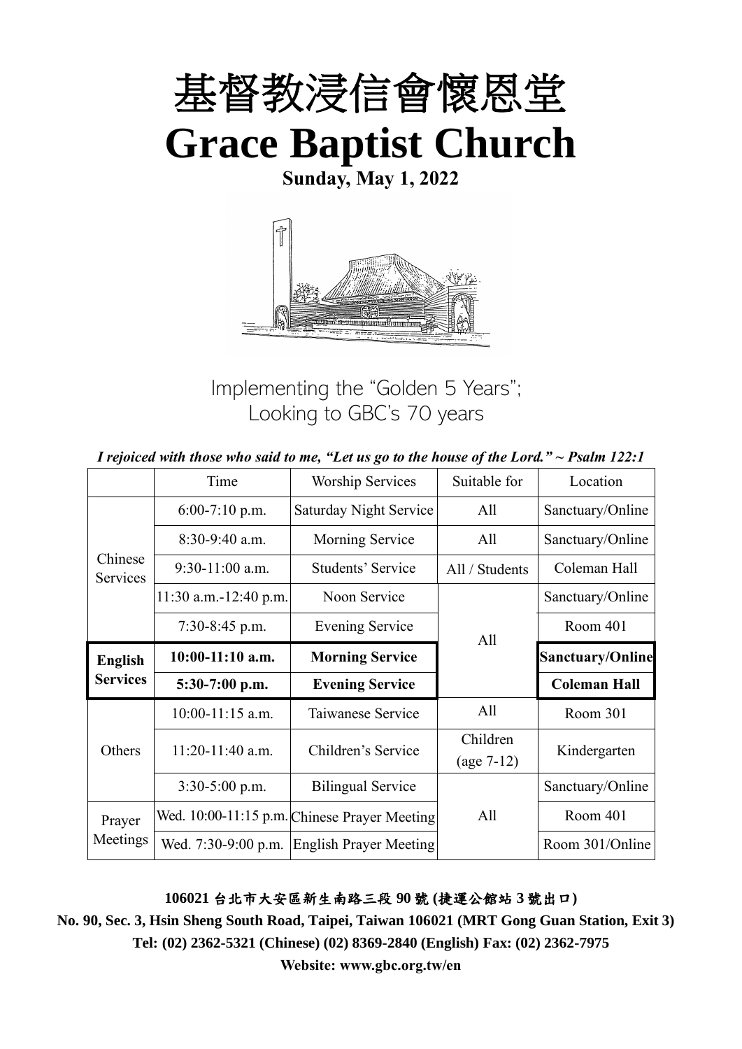# 基督教浸信會懷恩堂

# Grace Baptist Church

**Sunday, May 1, 2022**

Implementing the "Golden 5 Years";
Looking to GBC's 70 years

*I rejoiced with those who said to me, "Let us go to the house of the Lord." ~ Psalm 122:1*

| | Time | Worship Services | Suitable for | Location |
|---|---|---|---|---|
| Chinese Services | 6:00-7:10 p.m. | Saturday Night Service | All | Sanctuary/Online |
| | 8:30-9:40 a.m. | Morning Service | All | Sanctuary/Online |
| | 9:30-11:00 a.m. | Students' Service | All / Students | Coleman Hall |
| | 11:30 a.m.-12:40 p.m. | Noon Service | All | Sanctuary/Online |
| | 7:30-8:45 p.m. | Evening Service | | Room 401 |
| **English Services** | **10:00-11:10 a.m.** | **Morning Service** | | **Sanctuary/Online** |
| | **5:30-7:00 p.m.** | **Evening Service** | | **Coleman Hall** |
| Others | 10:00-11:15 a.m. | Taiwanese Service | All | Room 301 |
| | 11:20-11:40 a.m. | Children's Service | Children (age 7-12) | Kindergarten |
| | 3:30-5:00 p.m. | Bilingual Service | All | Sanctuary/Online |
| Prayer Meetings | Wed. 10:00-11:15 p.m. | Chinese Prayer Meeting | | Room 401 |
| | Wed. 7:30-9:00 p.m. | English Prayer Meeting | | Room 301/Online |

**106021 台北市大安區新生南路三段 90 號 (捷運公館站 3 號出口)**

**No. 90, Sec. 3, Hsin Sheng South Road, Taipei, Taiwan 106021 (MRT Gong Guan Station, Exit 3)**

**Tel: (02) 2362-5321 (Chinese) (02) 8369-2840 (English) Fax: (02) 2362-7975**

**Website: www.gbc.org.tw/en**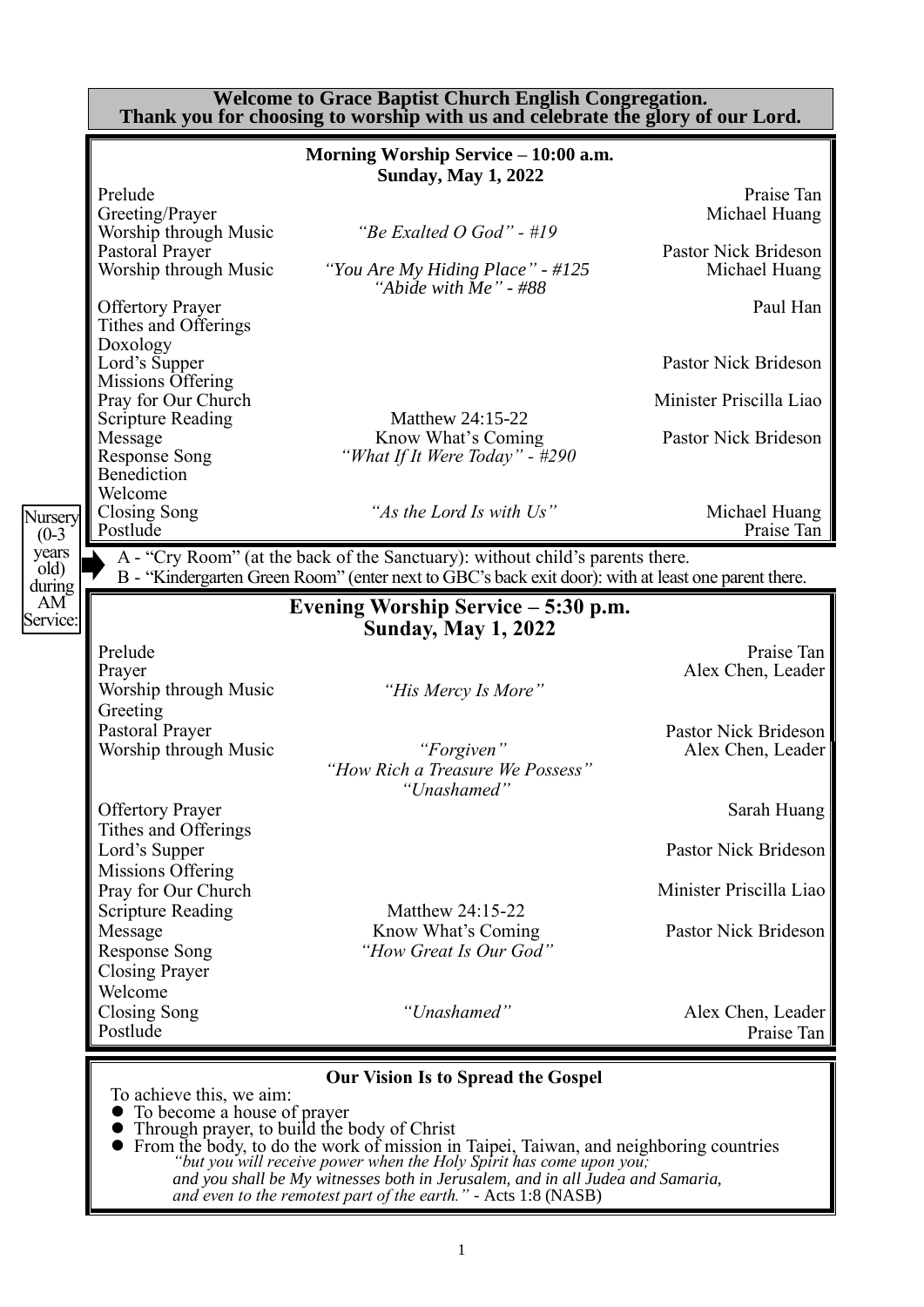**Welcome to Grace Baptist Church English Congregation.**
**Thank you for choosing to worship with us and celebrate the glory of our Lord.**

## Morning Worship Service – 10:00 a.m.
### Sunday, May 1, 2022

| | | |
|---|---|---|
| Prelude | | Praise Tan |
| Greeting/Prayer | | Michael Huang |
| Worship through Music | *"Be Exalted O God" - #19* | |
| Pastoral Prayer | | Pastor Nick Brideson |
| Worship through Music | *"You Are My Hiding Place" - #125*<br>*"Abide with Me" - #88* | Michael Huang |
| Offertory Prayer | | Paul Han |
| Tithes and Offerings | | |
| Doxology | | |
| Lord's Supper | | Pastor Nick Brideson |
| Missions Offering | | |
| Pray for Our Church | | Minister Priscilla Liao |
| Scripture Reading | Matthew 24:15-22 | |
| Message | Know What's Coming | Pastor Nick Brideson |
| Response Song | *"What If It Were Today" - #290* | |
| Benediction | | |
| Welcome | | |
| Closing Song | *"As the Lord Is with Us"* | Michael Huang |
| Postlude | | Praise Tan |

Nursery (0-3 years old) during AM Service:

A - "Cry Room" (at the back of the Sanctuary): without child's parents there.
B - "Kindergarten Green Room" (enter next to GBC's back exit door): with at least one parent there.

## Evening Worship Service – 5:30 p.m.
### Sunday, May 1, 2022

| | | |
|---|---|---|
| Prelude | | Praise Tan |
| Prayer | | Alex Chen, Leader |
| Worship through Music | *"His Mercy Is More"* | |
| Greeting | | |
| Pastoral Prayer | | Pastor Nick Brideson |
| Worship through Music | *"Forgiven"*<br>*"How Rich a Treasure We Possess"*<br>*"Unashamed"* | Alex Chen, Leader |
| Offertory Prayer | | Sarah Huang |
| Tithes and Offerings | | |
| Lord's Supper | | Pastor Nick Brideson |
| Missions Offering | | |
| Pray for Our Church | | Minister Priscilla Liao |
| Scripture Reading | Matthew 24:15-22 | |
| Message | Know What's Coming | Pastor Nick Brideson |
| Response Song | *"How Great Is Our God"* | |
| Closing Prayer | | |
| Welcome | | |
| Closing Song | *"Unashamed"* | Alex Chen, Leader |
| Postlude | | Praise Tan |

### Our Vision Is to Spread the Gospel

To achieve this, we aim:

- To become a house of prayer
- Through prayer, to build the body of Christ
- From the body, to do the work of mission in Taipei, Taiwan, and neighboring countries

*"but you will receive power when the Holy Spirit has come upon you; and you shall be My witnesses both in Jerusalem, and in all Judea and Samaria, and even to the remotest part of the earth."* - Acts 1:8 (NASB)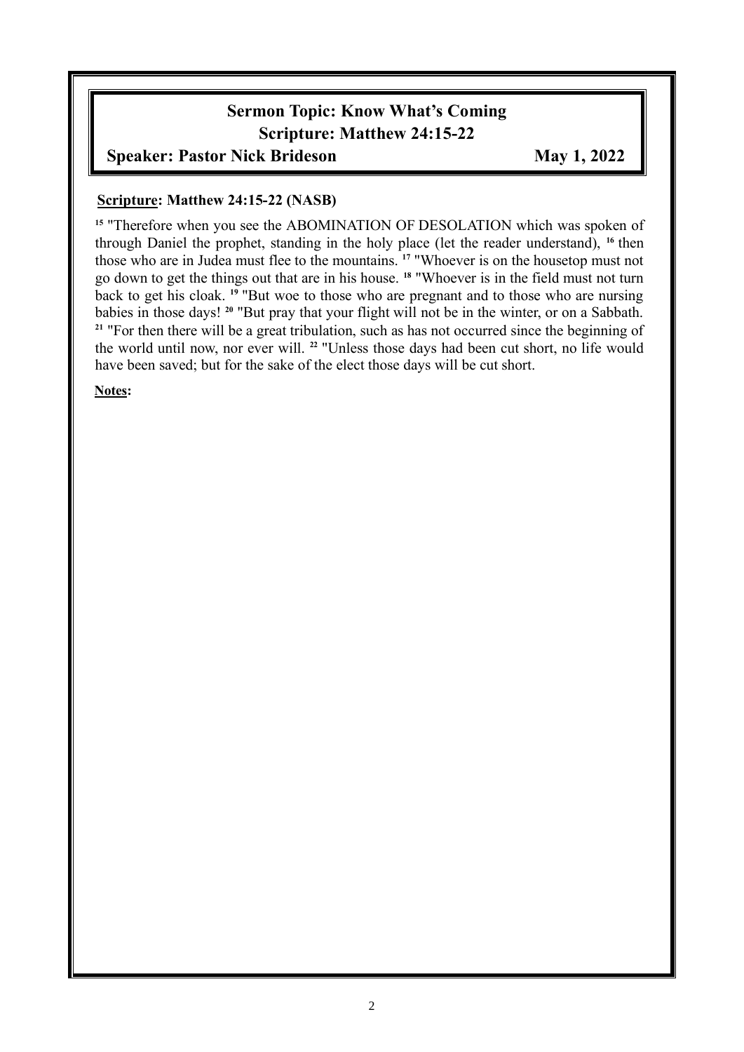**Sermon Topic: Know What's Coming**
**Scripture: Matthew 24:15-22**
**Speaker: Pastor Nick Brideson** **May 1, 2022**

**Scripture: Matthew 24:15-22 (NASB)**

[15] "Therefore when you see the ABOMINATION OF DESOLATION which was spoken of through Daniel the prophet, standing in the holy place (let the reader understand), [16] then those who are in Judea must flee to the mountains. [17] "Whoever is on the housetop must not go down to get the things out that are in his house. [18] "Whoever is in the field must not turn back to get his cloak. [19] "But woe to those who are pregnant and to those who are nursing babies in those days! [20] "But pray that your flight will not be in the winter, or on a Sabbath. [21] "For then there will be a great tribulation, such as has not occurred since the beginning of the world until now, nor ever will. [22] "Unless those days had been cut short, no life would have been saved; but for the sake of the elect those days will be cut short.

**Notes:**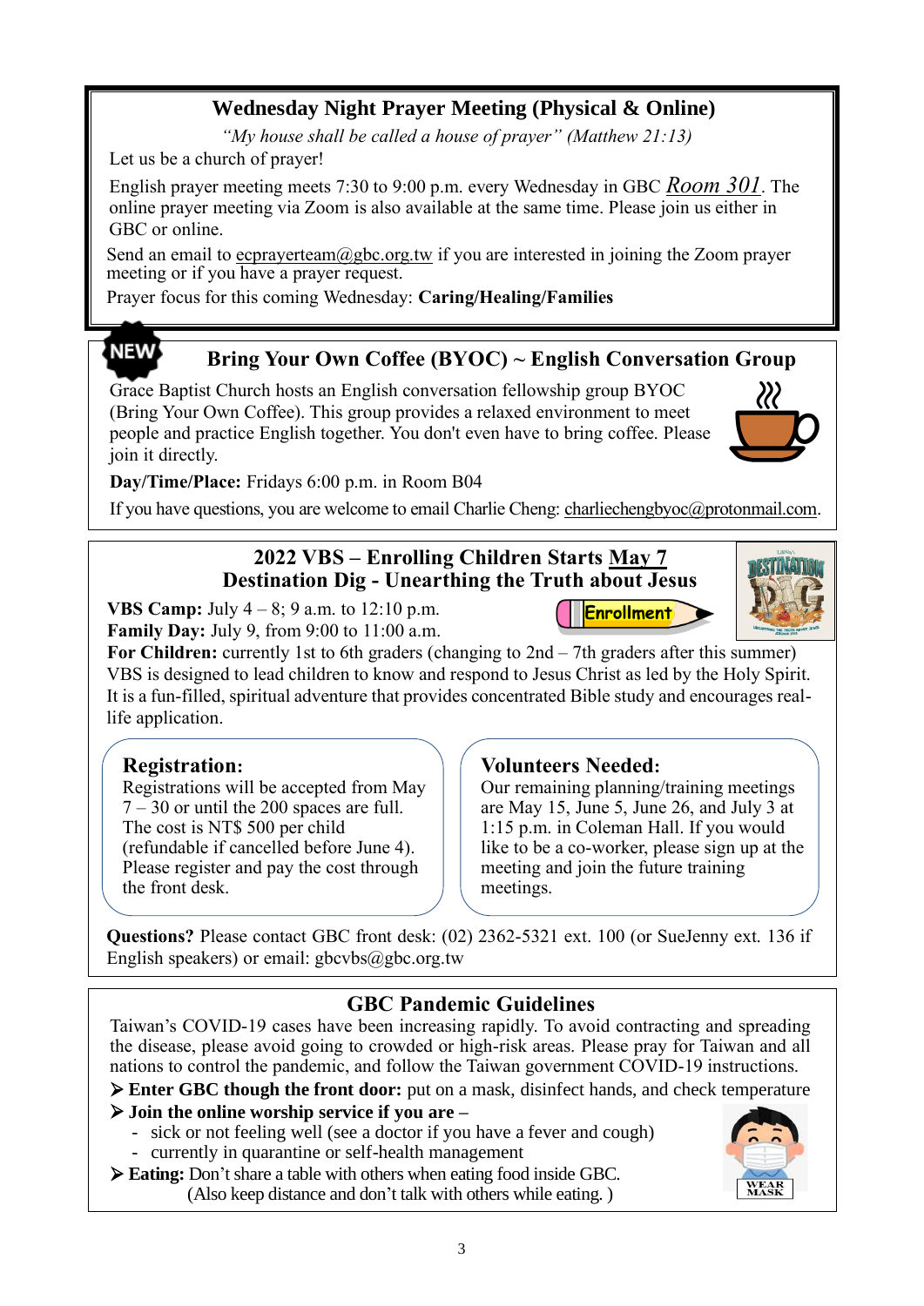## Wednesday Night Prayer Meeting (Physical & Online)

*"My house shall be called a house of prayer" (Matthew 21:13)*

Let us be a church of prayer!

English prayer meeting meets 7:30 to 9:00 p.m. every Wednesday in GBC *Room 301*. The online prayer meeting via Zoom is also available at the same time. Please join us either in GBC or online.

Send an email to ecprayerteam@gbc.org.tw if you are interested in joining the Zoom prayer meeting or if you have a prayer request.

Prayer focus for this coming Wednesday: **Caring/Healing/Families**

## NEW Bring Your Own Coffee (BYOC) ~ English Conversation Group

Grace Baptist Church hosts an English conversation fellowship group BYOC (Bring Your Own Coffee). This group provides a relaxed environment to meet people and practice English together. You don't even have to bring coffee. Please join it directly.

**Day/Time/Place:** Fridays 6:00 p.m. in Room B04

If you have questions, you are welcome to email Charlie Cheng: charliechengbyoc@protonmail.com.

## 2022 VBS – Enrolling Children Starts May 7
## Destination Dig - Unearthing the Truth about Jesus

**VBS Camp:** July 4 – 8; 9 a.m. to 12:10 p.m.
**Family Day:** July 9, from 9:00 to 11:00 a.m.
**For Children:** currently 1st to 6th graders (changing to 2nd – 7th graders after this summer)

Enrollment

VBS is designed to lead children to know and respond to Jesus Christ as led by the Holy Spirit. It is a fun-filled, spiritual adventure that provides concentrated Bible study and encourages real-life application.

### Registration:

Registrations will be accepted from May 7 – 30 or until the 200 spaces are full. The cost is NT$ 500 per child (refundable if cancelled before June 4). Please register and pay the cost through the front desk.

### Volunteers Needed:

Our remaining planning/training meetings are May 15, June 5, June 26, and July 3 at 1:15 p.m. in Coleman Hall. If you would like to be a co-worker, please sign up at the meeting and join the future training meetings.

**Questions?** Please contact GBC front desk: (02) 2362-5321 ext. 100 (or SueJenny ext. 136 if English speakers) or email: gbcvbs@gbc.org.tw

## GBC Pandemic Guidelines

Taiwan's COVID-19 cases have been increasing rapidly. To avoid contracting and spreading the disease, please avoid going to crowded or high-risk areas. Please pray for Taiwan and all nations to control the pandemic, and follow the Taiwan government COVID-19 instructions.

- **Enter GBC though the front door:** put on a mask, disinfect hands, and check temperature
- **Join the online worship service if you are –**
  - sick or not feeling well (see a doctor if you have a fever and cough)
  - currently in quarantine or self-health management
- **Eating:** Don't share a table with others when eating food inside GBC. (Also keep distance and don't talk with others while eating. )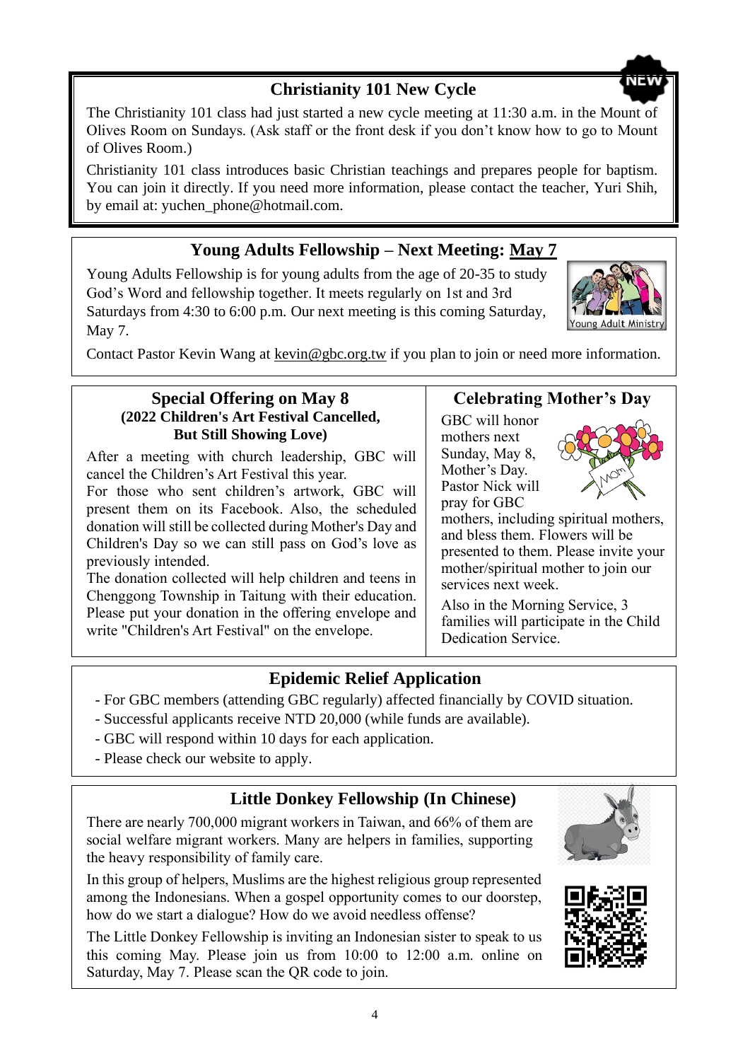## Christianity 101 New Cycle

The Christianity 101 class had just started a new cycle meeting at 11:30 a.m. in the Mount of Olives Room on Sundays. (Ask staff or the front desk if you don't know how to go to Mount of Olives Room.)

Christianity 101 class introduces basic Christian teachings and prepares people for baptism. You can join it directly. If you need more information, please contact the teacher, Yuri Shih, by email at: yuchen_phone@hotmail.com.

## Young Adults Fellowship – Next Meeting: May 7

Young Adults Fellowship is for young adults from the age of 20-35 to study God's Word and fellowship together. It meets regularly on 1st and 3rd Saturdays from 4:30 to 6:00 p.m. Our next meeting is this coming Saturday, May 7.

Contact Pastor Kevin Wang at kevin@gbc.org.tw if you plan to join or need more information.

## Special Offering on May 8

**(2022 Children's Art Festival Cancelled, But Still Showing Love)**

After a meeting with church leadership, GBC will cancel the Children's Art Festival this year.

For those who sent children's artwork, GBC will present them on its Facebook. Also, the scheduled donation will still be collected during Mother's Day and Children's Day so we can still pass on God's love as previously intended.

The donation collected will help children and teens in Chenggong Township in Taitung with their education. Please put your donation in the offering envelope and write "Children's Art Festival" on the envelope.

## Celebrating Mother's Day

GBC will honor mothers next Sunday, May 8, Mother's Day. Pastor Nick will pray for GBC mothers, including spiritual mothers, and bless them. Flowers will be presented to them. Please invite your mother/spiritual mother to join our services next week.

Also in the Morning Service, 3 families will participate in the Child Dedication Service.

## Epidemic Relief Application

- For GBC members (attending GBC regularly) affected financially by COVID situation.
- Successful applicants receive NTD 20,000 (while funds are available).
- GBC will respond within 10 days for each application.
- Please check our website to apply.

## Little Donkey Fellowship (In Chinese)

There are nearly 700,000 migrant workers in Taiwan, and 66% of them are social welfare migrant workers. Many are helpers in families, supporting the heavy responsibility of family care.

In this group of helpers, Muslims are the highest religious group represented among the Indonesians. When a gospel opportunity comes to our doorstep, how do we start a dialogue? How do we avoid needless offense?

The Little Donkey Fellowship is inviting an Indonesian sister to speak to us this coming May. Please join us from 10:00 to 12:00 a.m. online on Saturday, May 7. Please scan the QR code to join.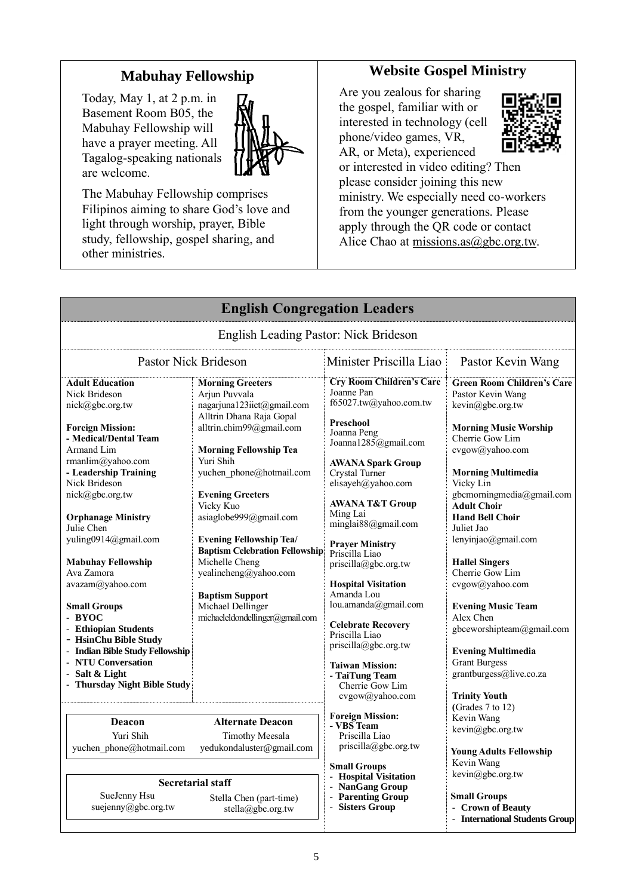## Mabuhay Fellowship

Today, May 1, at 2 p.m. in Basement Room B05, the Mabuhay Fellowship will have a prayer meeting. All Tagalog-speaking nationals are welcome.

The Mabuhay Fellowship comprises Filipinos aiming to share God's love and light through worship, prayer, Bible study, fellowship, gospel sharing, and other ministries.

## Website Gospel Ministry

Are you zealous for sharing the gospel, familiar with or interested in technology (cell phone/video games, VR, AR, or Meta), experienced or interested in video editing? Then please consider joining this new ministry. We especially need co-workers from the younger generations. Please apply through the QR code or contact Alice Chao at missions.as@gbc.org.tw.

## English Congregation Leaders

English Leading Pastor: Nick Brideson

### Pastor Nick Brideson

**Adult Education**
Nick Brideson
nick@gbc.org.tw

**Foreign Mission:**
**- Medical/Dental Team**
Armand Lim
rmanlim@yahoo.com
**- Leadership Training**
Nick Brideson
nick@gbc.org.tw

**Orphanage Ministry**
Julie Chen
yuling0914@gmail.com

**Mabuhay Fellowship**
Ava Zamora
avazam@yahoo.com

**Small Groups**
- **BYOC**
- **Ethiopian Students**
- **HsinChu Bible Study**
- **Indian Bible Study Fellowship**
- **NTU Conversation**
- **Salt & Light**
- **Thursday Night Bible Study**

**Morning Greeters**
Arjun Puvvala
nagarjuna123iict@gmail.com
Alltrin Dhana Raja Gopal
alltrin.chim99@gmail.com

**Morning Fellowship Tea**
Yuri Shih
yuchen_phone@hotmail.com

**Evening Greeters**
Vicky Kuo
asiaglobe999@gmail.com

**Evening Fellowship Tea/ Baptism Celebration Fellowship**
Michelle Cheng
yealincheng@yahoo.com

**Baptism Support**
Michael Dellinger
michaeleldondellinger@gmail.com

| Deacon | Alternate Deacon |
|---|---|
| Yuri Shih | Timothy Meesala |
| yuchen_phone@hotmail.com | yedukondaluster@gmail.com |

**Secretarial staff**

| SueJenny Hsu | Stella Chen (part-time) |
|---|---|
| suejenny@gbc.org.tw | stella@gbc.org.tw |

### Minister Priscilla Liao

**Cry Room Children's Care**
Joanne Pan
f65027.tw@yahoo.com.tw

**Preschool**
Joanna Peng
Joanna1285@gmail.com

**AWANA Spark Group**
Crystal Turner
elisayeh@yahoo.com

**AWANA T&T Group**
Ming Lai
minglai88@gmail.com

**Prayer Ministry**
Priscilla Liao
priscilla@gbc.org.tw

**Hospital Visitation**
Amanda Lou
lou.amanda@gmail.com

**Celebrate Recovery**
Priscilla Liao
priscilla@gbc.org.tw

**Taiwan Mission:**
**- TaiTung Team**
Cherrie Gow Lim
cvgow@yahoo.com

**Foreign Mission:**
**- VBS Team**
Priscilla Liao
priscilla@gbc.org.tw

**Small Groups**
- **Hospital Visitation**
- **NanGang Group**
- **Parenting Group**
- **Sisters Group**

### Pastor Kevin Wang

**Green Room Children's Care**
Pastor Kevin Wang
kevin@gbc.org.tw

**Morning Music Worship**
Cherrie Gow Lim
cvgow@yahoo.com

**Morning Multimedia**
Vicky Lin
gbcmorningmedia@gmail.com

**Adult Choir**
**Hand Bell Choir**
Juliet Jao
lenyinjao@gmail.com

**Hallel Singers**
Cherrie Gow Lim
cvgow@yahoo.com

**Evening Music Team**
Alex Chen
gbceworshipteam@gmail.com

**Evening Multimedia**
Grant Burgess
grantburgess@live.co.za

**Trinity Youth**
(Grades 7 to 12)
Kevin Wang
kevin@gbc.org.tw

**Young Adults Fellowship**
Kevin Wang
kevin@gbc.org.tw

**Small Groups**
- **Crown of Beauty**
- **International Students Group**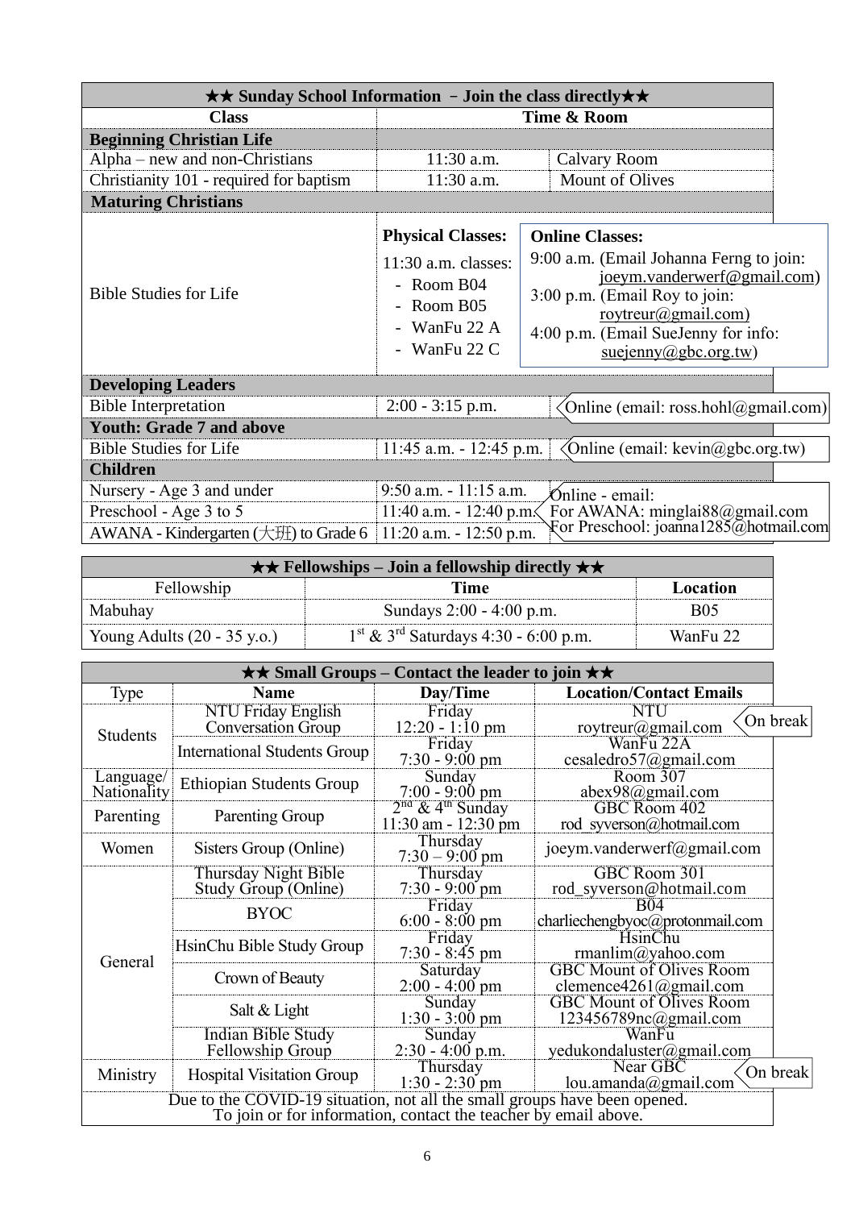| ★★ Sunday School Information – Join the class directly★★ | | |
|---|---|---|
| **Class** | **Time & Room** | |
| **Beginning Christian Life** | | |
| Alpha – new and non-Christians | 11:30 a.m. | Calvary Room |
| Christianity 101 - required for baptism | 11:30 a.m. | Mount of Olives |
| **Maturing Christians** | | |
| Bible Studies for Life | **Physical Classes:** 11:30 a.m. classes: - Room B04 - Room B05 - WanFu 22 A - WanFu 22 C | **Online Classes:** 9:00 a.m. (Email Johanna Ferng to join: joeym.vanderwerf@gmail.com) 3:00 p.m. (Email Roy to join: roytreur@gmail.com) 4:00 p.m. (Email SueJenny for info: suejenny@gbc.org.tw) |
| **Developing Leaders** | | |
| Bible Interpretation | 2:00 - 3:15 p.m. | Online (email: ross.hohl@gmail.com) |
| **Youth: Grade 7 and above** | | |
| Bible Studies for Life | 11:45 a.m. - 12:45 p.m. | Online (email: kevin@gbc.org.tw) |
| **Children** | | |
| Nursery - Age 3 and under | 9:50 a.m. - 11:15 a.m. | Online - email: |
| Preschool - Age 3 to 5 | 11:40 a.m. - 12:40 p.m. | For AWANA: minglai88@gmail.com |
| AWANA - Kindergarten (大班) to Grade 6 | 11:20 a.m. - 12:50 p.m. | For Preschool: joanna1285@hotmail.com |

| ★★ Fellowships – Join a fellowship directly ★★ | | |
|---|---|---|
| Fellowship | **Time** | **Location** |
| Mabuhay | Sundays 2:00 - 4:00 p.m. | B05 |
| Young Adults (20 - 35 y.o.) | 1st & 3rd Saturdays 4:30 - 6:00 p.m. | WanFu 22 |

| ★★ Small Groups – Contact the leader to join ★★ | | | |
|---|---|---|---|
| Type | **Name** | **Day/Time** | **Location/Contact Emails** |
| Students | NTU Friday English Conversation Group | Friday 12:20 - 1:10 pm | NTU roytreur@gmail.com (On break) |
| | International Students Group | Friday 7:30 - 9:00 pm | WanFu 22A cesaledro57@gmail.com |
| Language/ Nationality | Ethiopian Students Group | Sunday 7:00 - 9:00 pm | Room 307 abex98@gmail.com |
| Parenting | Parenting Group | 2nd & 4th Sunday 11:30 am - 12:30 pm | GBC Room 402 rod_syverson@hotmail.com |
| Women | Sisters Group (Online) | Thursday 7:30 – 9:00 pm | joeym.vanderwerf@gmail.com |
| General | Thursday Night Bible Study Group (Online) | Thursday 7:30 - 9:00 pm | GBC Room 301 rod_syverson@hotmail.com |
| | BYOC | Friday 6:00 - 8:00 pm | B04 charliechengbyoc@protonmail.com |
| | HsinChu Bible Study Group | Friday 7:30 - 8:45 pm | HsinChu rmanlim@yahoo.com |
| | Crown of Beauty | Saturday 2:00 - 4:00 pm | GBC Mount of Olives Room clemence4261@gmail.com |
| | Salt & Light | Sunday 1:30 - 3:00 pm | GBC Mount of Olives Room 123456789nc@gmail.com |
| | Indian Bible Study Fellowship Group | Sunday 2:30 - 4:00 p.m. | WanFu yedukondaluster@gmail.com |
| Ministry | Hospital Visitation Group | Thursday 1:30 - 2:30 pm | Near GBC lou.amanda@gmail.com (On break) |

Due to the COVID-19 situation, not all the small groups have been opened.
To join or for information, contact the teacher by email above.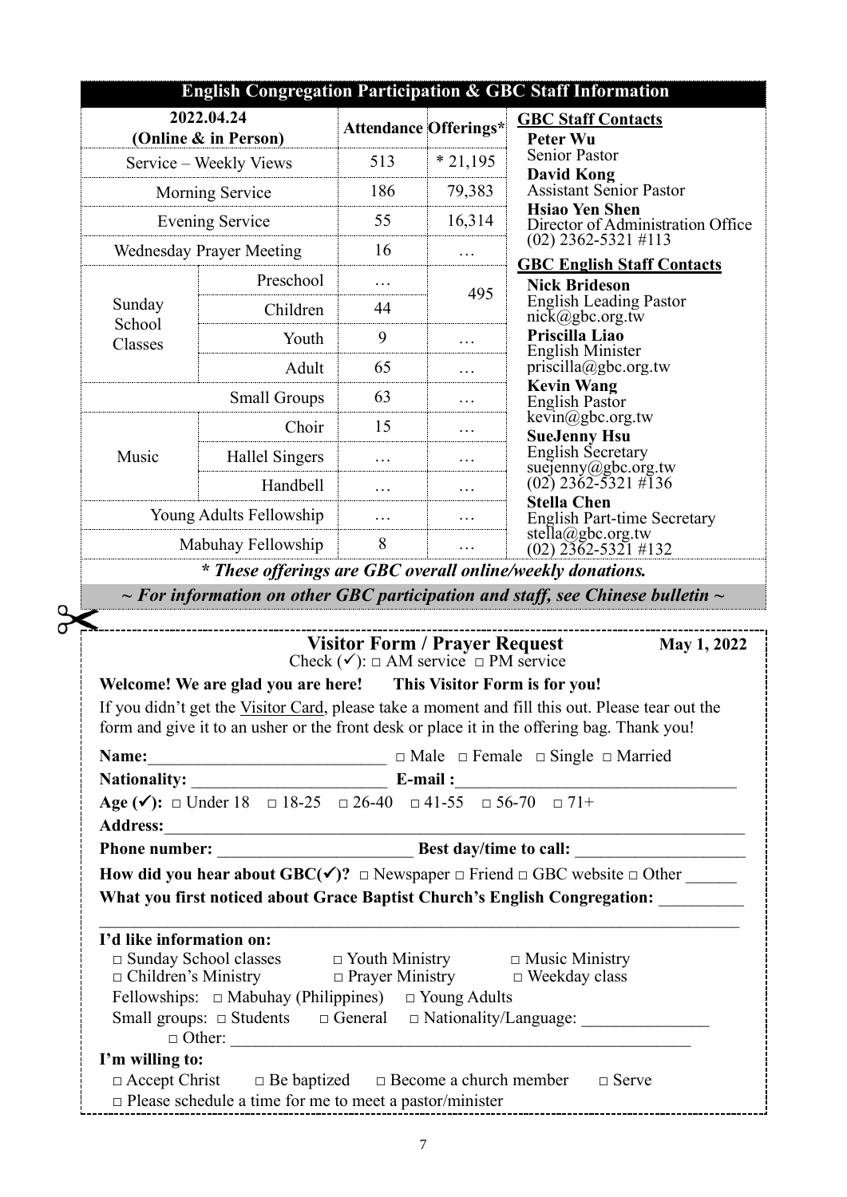## English Congregation Participation & GBC Staff Information

| 2022.04.24 (Online & in Person) | | Attendance | Offerings* |
|---|---|---|---|
| Service – Weekly Views | | 513 | * 21,195 |
| Morning Service | | 186 | 79,383 |
| Evening Service | | 55 | 16,314 |
| Wednesday Prayer Meeting | | 16 | … |
| Sunday School Classes | Preschool | … | 495 |
| | Children | 44 | |
| | Youth | 9 | … |
| | Adult | 65 | … |
| Small Groups | | 63 | … |
| Music | Choir | 15 | … |
| | Hallel Singers | … | … |
| | Handbell | … | … |
| Young Adults Fellowship | | … | … |
| Mabuhay Fellowship | | 8 | … |

***These offerings are GBC overall online/weekly donations.**

### GBC Staff Contacts

**Peter Wu**
Senior Pastor

**David Kong**
Assistant Senior Pastor

**Hsiao Yen Shen**
Director of Administration Office
(02) 2362-5321 #113

### GBC English Staff Contacts

**Nick Brideson**
English Leading Pastor
nick@gbc.org.tw

**Priscilla Liao**
English Minister
priscilla@gbc.org.tw

**Kevin Wang**
English Pastor
kevin@gbc.org.tw

**SueJenny Hsu**
English Secretary
suejenny@gbc.org.tw
(02) 2362-5321 #136

**Stella Chen**
English Part-time Secretary
stella@gbc.org.tw
(02) 2362-5321 #132

*~ For information on other GBC participation and staff, see Chinese bulletin ~*

---

## Visitor Form / Prayer Request

**May 1, 2022**

Check (✓): □ AM service □ PM service

**Welcome! We are glad you are here! This Visitor Form is for you!**

If you didn't get the Visitor Card, please take a moment and fill this out. Please tear out the form and give it to an usher or the front desk or place it in the offering bag. Thank you!

**Name:**____________________________ □ Male □ Female □ Single □ Married

**Nationality:** _______________________ **E-mail :**________________________________

**Age (✓):** □ Under 18 □ 18-25 □ 26-40 □ 41-55 □ 56-70 □ 71+

**Address:**______________________________________________________________

**Phone number:** _______________________ **Best day/time to call:** ___________________

**How did you hear about GBC(✓)?** □ Newspaper □ Friend □ GBC website □ Other ______

**What you first noticed about Grace Baptist Church's English Congregation:** __________

_________________________________________________________________________

**I'd like information on:**

□ Sunday School classes □ Youth Ministry □ Music Ministry
□ Children's Ministry □ Prayer Ministry □ Weekday class

Fellowships: □ Mabuhay (Philippines) □ Young Adults

Small groups: □ Students □ General □ Nationality/Language: _______________

□ Other: _______________________________________________________

**I'm willing to:**

□ Accept Christ □ Be baptized □ Become a church member □ Serve

□ Please schedule a time for me to meet a pastor/minister